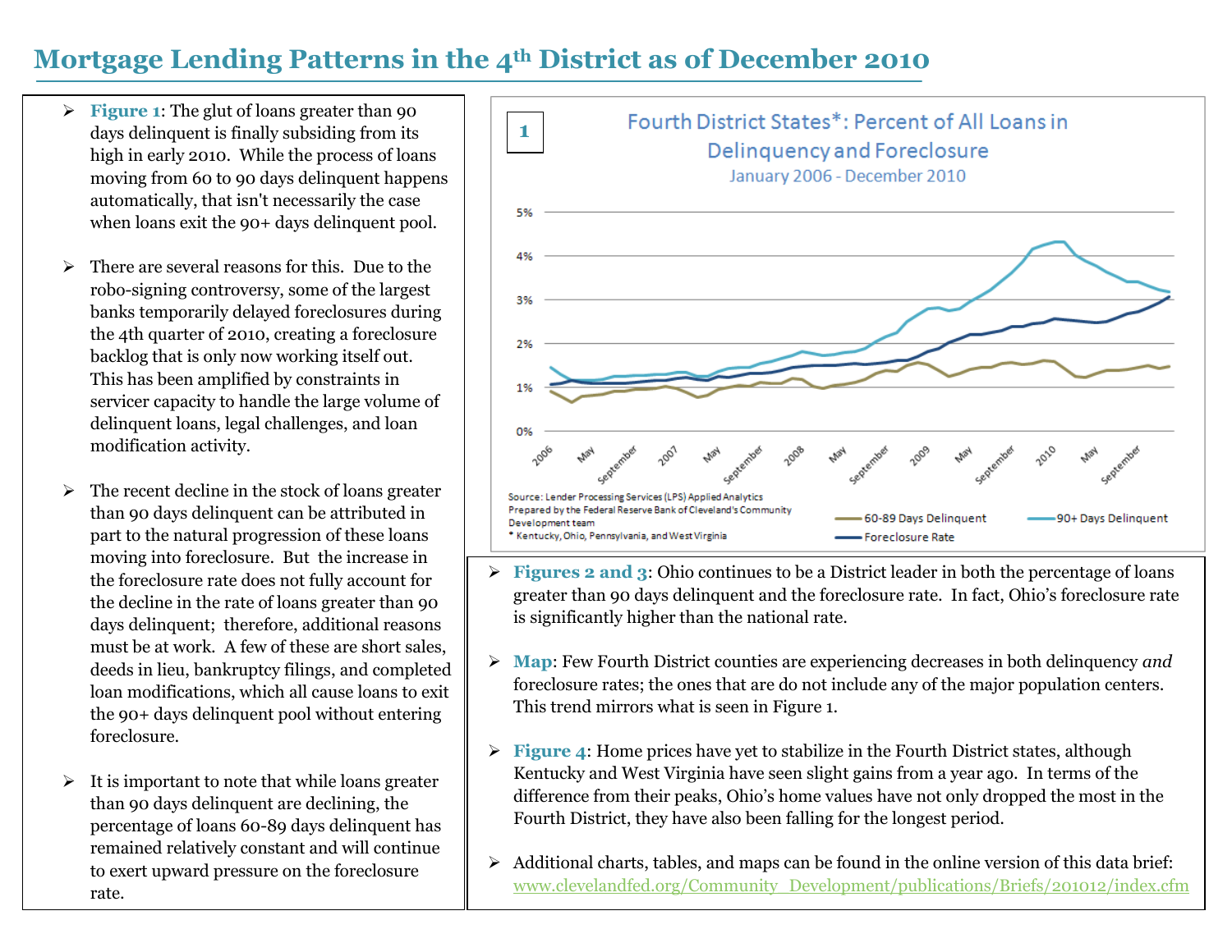# Mortgage Lending Patterns in the 4th District as of December 2010

- **Figure 1**: The glut of loans greater than 90 days delinquent is finally subsiding from its high in early 2010. While the process of loans moving from 60 to 90 days delinquent happens automatically, that isn't necessarily the case when loans exit the 90+ days delinquent pool.

- There are several reasons for this. Due to the robo-signing controversy, some of the largest banks temporarily delayed foreclosures during the 4th quarter of 2010, creating a foreclosure backlog that is only now working itself out. This has been amplified by constraints in servicer capacity to handle the large volume of delinquent loans, legal challenges, and loan modification activity.

- The recent decline in the stock of loans greater than 90 days delinquent can be attributed in part to the natural progression of these loans moving into foreclosure. But the increase in the foreclosure rate does not fully account for the decline in the rate of loans greater than 90 days delinquent; therefore, additional reasons must be at work. A few of these are short sales, deeds in lieu, bankruptcy filings, and completed loan modifications, which all cause loans to exit the 90+ days delinquent pool without entering foreclosure.

- It is important to note that while loans greater than 90 days delinquent are declining, the percentage of loans 60-89 days delinquent has remained relatively constant and will continue to exert upward pressure on the foreclosure rate.

**1**

Fourth District States*: Percent of All Loans in Delinquency and Foreclosure

January 2006 - December 2010

Legend: 60-89 Days Delinquent; 90+ Days Delinquent; Foreclosure Rate

Source: Lender Processing Services (LPS) Applied Analytics
Prepared by the Federal Reserve Bank of Cleveland's Community Development team
* Kentucky, Ohio, Pennsylvania, and West Virginia

- **Figures 2 and 3**: Ohio continues to be a District leader in both the percentage of loans greater than 90 days delinquent and the foreclosure rate. In fact, Ohio's foreclosure rate is significantly higher than the national rate.

- **Map**: Few Fourth District counties are experiencing decreases in both delinquency *and* foreclosure rates; the ones that are do not include any of the major population centers. This trend mirrors what is seen in Figure 1.

- **Figure 4**: Home prices have yet to stabilize in the Fourth District states, although Kentucky and West Virginia have seen slight gains from a year ago. In terms of the difference from their peaks, Ohio's home values have not only dropped the most in the Fourth District, they have also been falling for the longest period.

- Additional charts, tables, and maps can be found in the online version of this data brief: www.clevelandfed.org/Community_Development/publications/Briefs/201012/index.cfm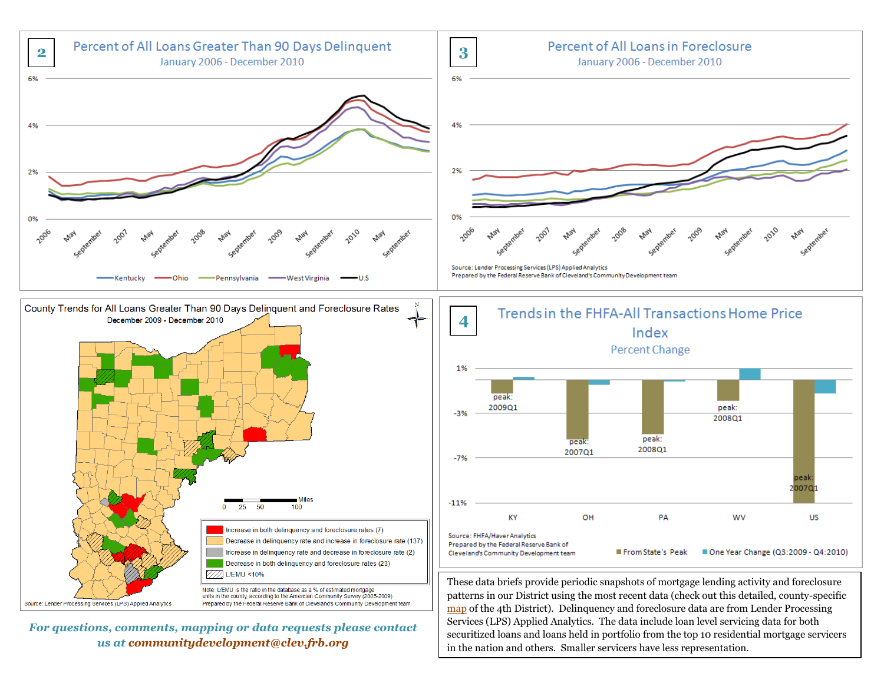## 2 Percent of All Loans Greater Than 90 Days Delinquent

January 2006 - December 2010

6%
4%
2%
0%

2006 May September 2007 May September 2008 May September 2009 May September 2010 May September

Kentucky
Ohio
Pennsylvania
West Virginia
U.S

## 3 Percent of All Loans in Foreclosure

January 2006 - December 2010

6%
4%
2%
0%

2006 May September 2007 May September 2008 May September 2009 May September 2010 May September

Source: Lender Processing Services (LPS) Applied Analytics
Prepared by the Federal Reserve Bank of Cleveland's Community Development team

## County Trends for All Loans Greater Than 90 Days Delinquent and Foreclosure Rates

December 2009 - December 2010

N

Miles
0 25 50 100

Increase in both delinquency and foreclosure rates (7)
Decrease in delinquency rate and increase in foreclosure rate (137)
Increase in delinquency rate and decrease in foreclosure rate (2)
Decrease in both delinquency and foreclosure rates (23)
L/EMU <10%

Note: L/EMU is the ratio in the database as a % of estimated mortgage units in the county, according to the American Community Survey (2005-2009)
Prepared by the Federal Reserve Bank of Cleveland's Community Development team

Source: Lender Processing Services (LPS) Applied Analytics

## 4 Trends in the FHFA-All Transactions Home Price Index

Percent Change

1%
-3%
-7%
-11%

KY OH PA WV US

peak: 2009Q1
peak: 2007Q1
peak: 2008Q1
peak: 2008Q1
peak: 2007Q1

From State's Peak
One Year Change (Q3:2009 - Q4:2010)

Source: FHFA/Haver Analytics
Prepared by the Federal Reserve Bank of Cleveland's Community Development team

*For questions, comments, mapping or data requests please contact us at **communitydevelopment@clev.frb.org***

These data briefs provide periodic snapshots of mortgage lending activity and foreclosure patterns in our District using the most recent data (check out this detailed, county-specific map of the 4th District). Delinquency and foreclosure data are from Lender Processing Services (LPS) Applied Analytics. The data include loan level servicing data for both securitized loans and loans held in portfolio from the top 10 residential mortgage servicers in the nation and others. Smaller servicers have less representation.